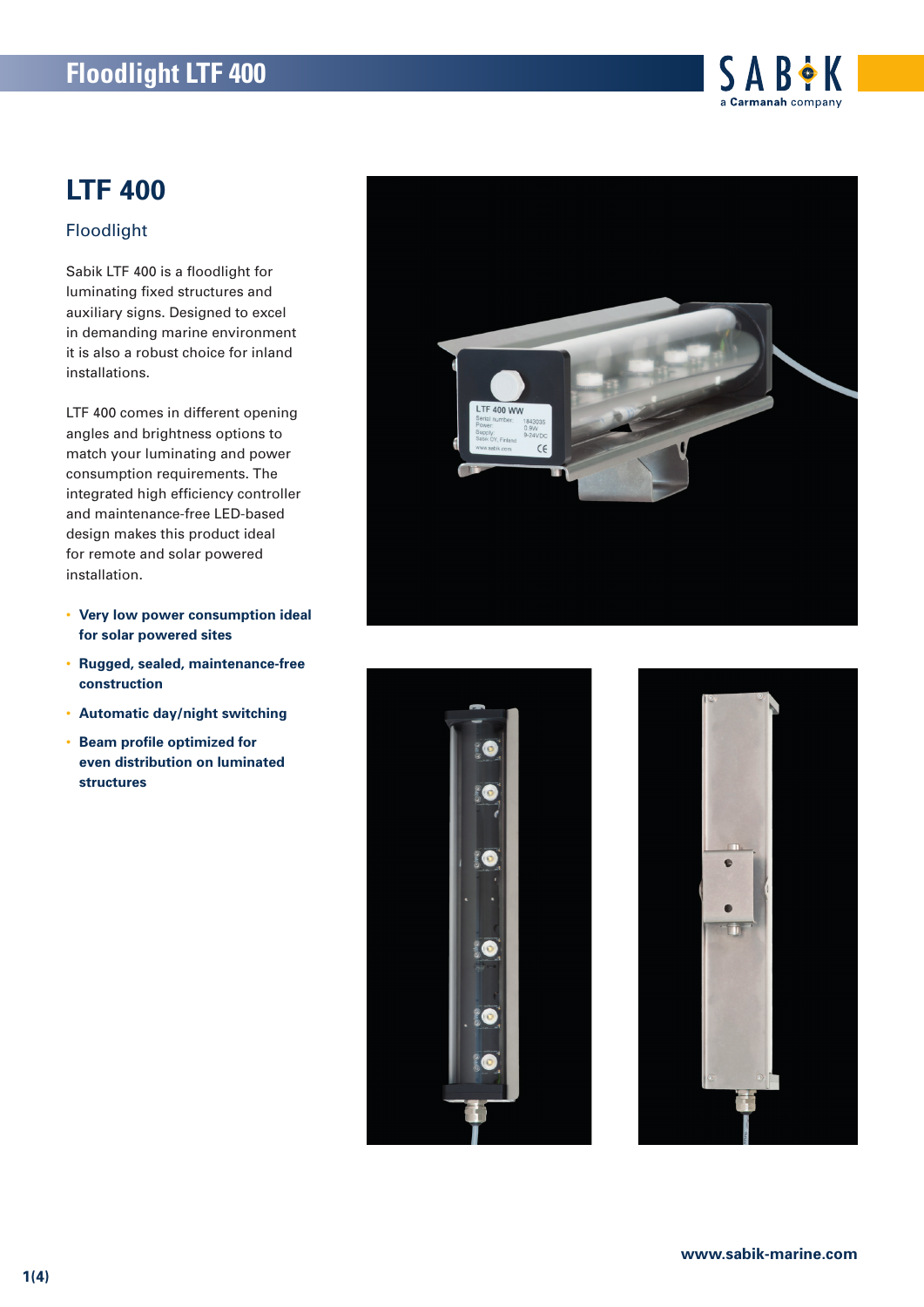# LTF 400

## Floodlight

Sabik LTF 400 is a floodlight for luminating fixed structures and auxiliary signs. Designed to excel in demanding marine environment it is also a robust choice for inland installations.

LTF 400 comes in different opening angles and brightness options to match your luminating and power consumption requirements. The integrated high efficiency controller and maintenance-free LED-based design makes this product ideal for remote and solar powered installation.

- **Very low power consumption ideal for solar powered sites**
- **Rugged, sealed, maintenance-free construction**
- **Automatic day/night switching**
- **Beam profile optimized for even distribution on luminated structures**

www.sabik-marine.com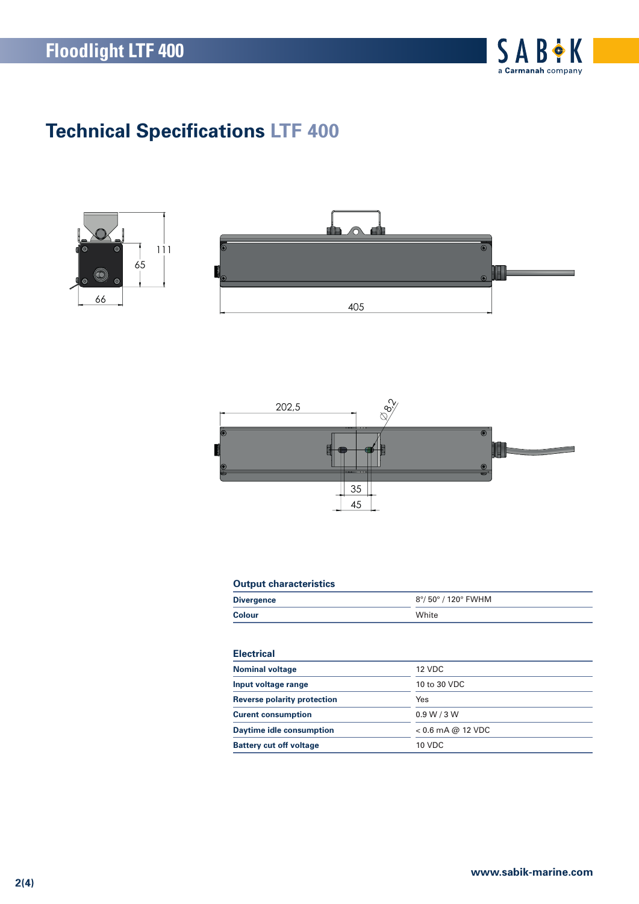## Technical Specifications LTF 400

66

65

111

405

202,5

⌀8,2

35

45

### Output characteristics

| | |
|---|---|
| **Divergence** | 8°/ 50° / 120° FWHM |
| **Colour** | White |

### Electrical

| | |
|---|---|
| **Nominal voltage** | 12 VDC |
| **Input voltage range** | 10 to 30 VDC |
| **Reverse polarity protection** | Yes |
| **Curent consumption** | 0.9 W / 3 W |
| **Daytime idle consumption** | < 0.6 mA @ 12 VDC |
| **Battery cut off voltage** | 10 VDC |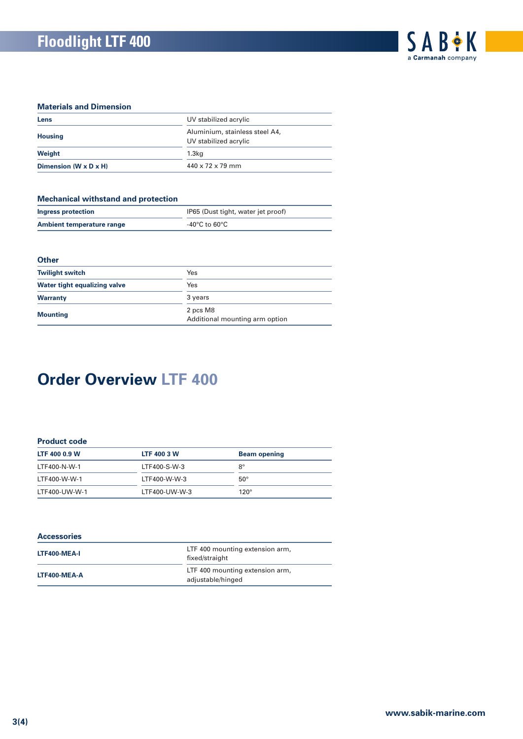# Floodlight LTF 400

## Materials and Dimension

| | |
|---|---|
| **Lens** | UV stabilized acrylic |
| **Housing** | Aluminium, stainless steel A4, UV stabilized acrylic |
| **Weight** | 1.3kg |
| **Dimension (W x D x H)** | 440 x 72 x 79 mm |

## Mechanical withstand and protection

| | |
|---|---|
| **Ingress protection** | IP65 (Dust tight, water jet proof) |
| **Ambient temperature range** | -40°C to 60°C |

## Other

| | |
|---|---|
| **Twilight switch** | Yes |
| **Water tight equalizing valve** | Yes |
| **Warranty** | 3 years |
| **Mounting** | 2 pcs M8<br>Additional mounting arm option |

# Order Overview LTF 400

## Product code

| LTF 400 0.9 W | LTF 400 3 W | Beam opening |
|---|---|---|
| LTF400-N-W-1 | LTF400-S-W-3 | 8° |
| LTF400-W-W-1 | LTF400-W-W-3 | 50° |
| LTF400-UW-W-1 | LTF400-UW-W-3 | 120° |

## Accessories

| | |
|---|---|
| **LTF400-MEA-I** | LTF 400 mounting extension arm, fixed/straight |
| **LTF400-MEA-A** | LTF 400 mounting extension arm, adjustable/hinged |

www.sabik-marine.com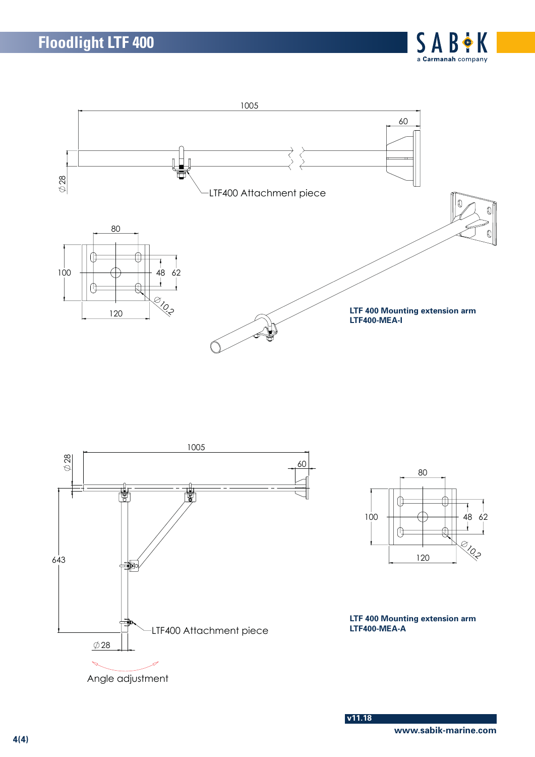# Floodlight LTF 400

1005

60

∅28

LTF400 Attachment piece

80

100

48

62

∅10,2

120

**LTF 400 Mounting extension arm**
**LTF400-MEA-I**

1005

∅28

60

643

LTF400 Attachment piece

∅28

Angle adjustment

80

100

48

62

∅10,2

120

**LTF 400 Mounting extension arm**
**LTF400-MEA-A**

v11.18

www.sabik-marine.com